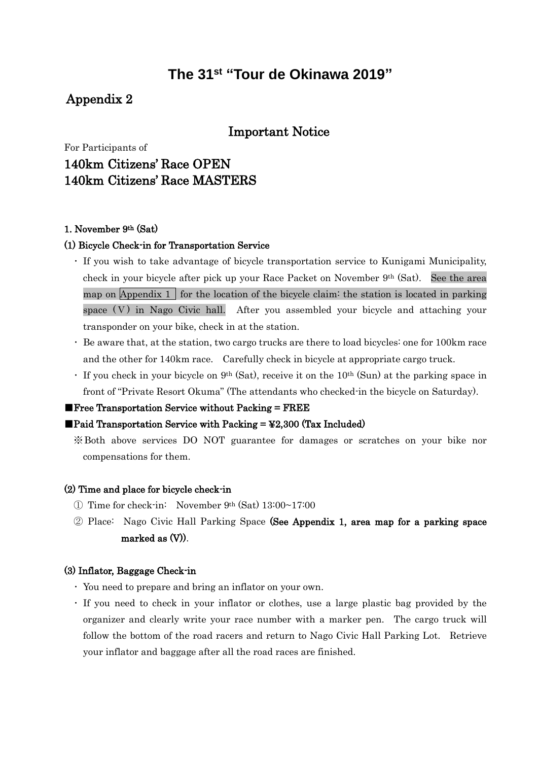# The 31st "Tour de Okinawa 2019"

## Appendix 2

### Important Notice

For Participants of

## 140km Citizens' Race OPEN
## 140km Citizens' Race MASTERS

**1. November 9th (Sat)**

**(1) Bicycle Check-in for Transportation Service**

- If you wish to take advantage of bicycle transportation service to Kunigami Municipality, check in your bicycle after pick up your Race Packet on November 9th (Sat). See the area map on Appendix 1 for the location of the bicycle claim: the station is located in parking space（V）in Nago Civic hall. After you assembled your bicycle and attaching your transponder on your bike, check in at the station.
- Be aware that, at the station, two cargo trucks are there to load bicycles: one for 100km race and the other for 140km race. Carefully check in bicycle at appropriate cargo truck.
- If you check in your bicycle on 9th (Sat), receive it on the 10th (Sun) at the parking space in front of "Private Resort Okuma" (The attendants who checked-in the bicycle on Saturday).

**■Free Transportation Service without Packing = FREE**

**■Paid Transportation Service with Packing = ¥2,300 (Tax Included)**

※Both above services DO NOT guarantee for damages or scratches on your bike nor compensations for them.

**(2) Time and place for bicycle check-in**

① Time for check-in: November 9th (Sat) 13:00~17:00

② Place: Nago Civic Hall Parking Space **(See Appendix 1, area map for a parking space marked as (V))**.

**(3) Inflator, Baggage Check-in**

- You need to prepare and bring an inflator on your own.
- If you need to check in your inflator or clothes, use a large plastic bag provided by the organizer and clearly write your race number with a marker pen. The cargo truck will follow the bottom of the road racers and return to Nago Civic Hall Parking Lot. Retrieve your inflator and baggage after all the road races are finished.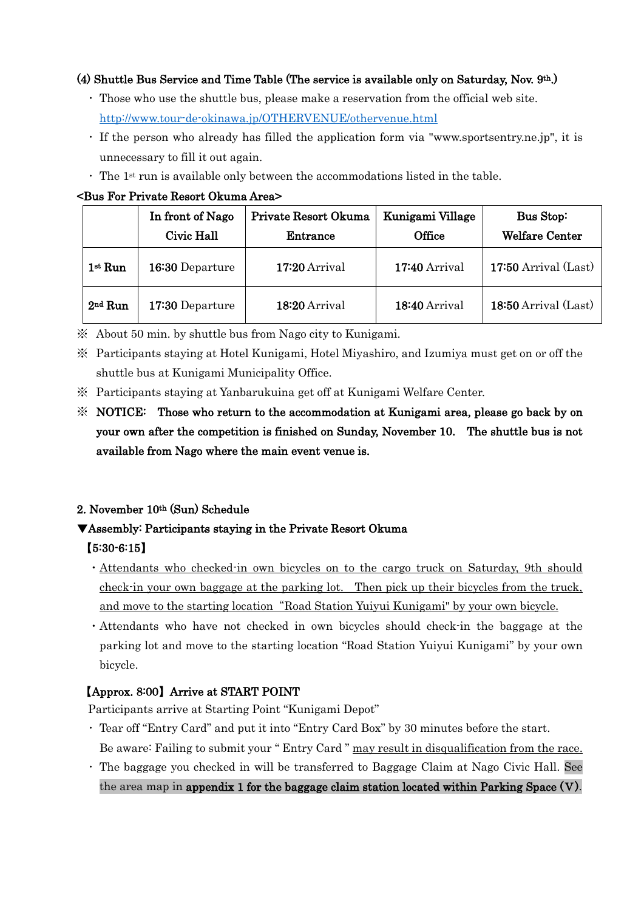### (4) Shuttle Bus Service and Time Table (The service is available only on Saturday, Nov. 9th.)

- Those who use the shuttle bus, please make a reservation from the official web site. http://www.tour-de-okinawa.jp/OTHERVENUE/othervenue.html
- If the person who already has filled the application form via "www.sportsentry.ne.jp", it is unnecessary to fill it out again.
- The 1st run is available only between the accommodations listed in the table.

**<Bus For Private Resort Okuma Area>**

| | In front of Nago Civic Hall | Private Resort Okuma Entrance | Kunigami Village Office | Bus Stop: Welfare Center |
|---|---|---|---|---|
| 1st Run | 16:30 Departure | 17:20 Arrival | 17:40 Arrival | 17:50 Arrival (Last) |
| 2nd Run | 17:30 Departure | 18:20 Arrival | 18:40 Arrival | 18:50 Arrival (Last) |

※ About 50 min. by shuttle bus from Nago city to Kunigami.

※ Participants staying at Hotel Kunigami, Hotel Miyashiro, and Izumiya must get on or off the shuttle bus at Kunigami Municipality Office.

※ Participants staying at Yanbarukuina get off at Kunigami Welfare Center.

※ **NOTICE: Those who return to the accommodation at Kunigami area, please go back by on your own after the competition is finished on Sunday, November 10. The shuttle bus is not available from Nago where the main event venue is.**

## 2. November 10th (Sun) Schedule

**▼Assembly: Participants staying in the Private Resort Okuma**

**【5:30-6:15】**

- Attendants who checked-in own bicycles on to the cargo truck on Saturday, 9th should check-in your own baggage at the parking lot. Then pick up their bicycles from the truck, and move to the starting location "Road Station Yuiyui Kunigami" by your own bicycle.
- Attendants who have not checked in own bicycles should check-in the baggage at the parking lot and move to the starting location "Road Station Yuiyui Kunigami" by your own bicycle.

**【Approx. 8:00】Arrive at START POINT**

Participants arrive at Starting Point "Kunigami Depot"

- Tear off "Entry Card" and put it into "Entry Card Box" by 30 minutes before the start. Be aware: Failing to submit your " Entry Card " may result in disqualification from the race.
- The baggage you checked in will be transferred to Baggage Claim at Nago Civic Hall. See the area map in **appendix 1 for the baggage claim station located within Parking Space (V)**.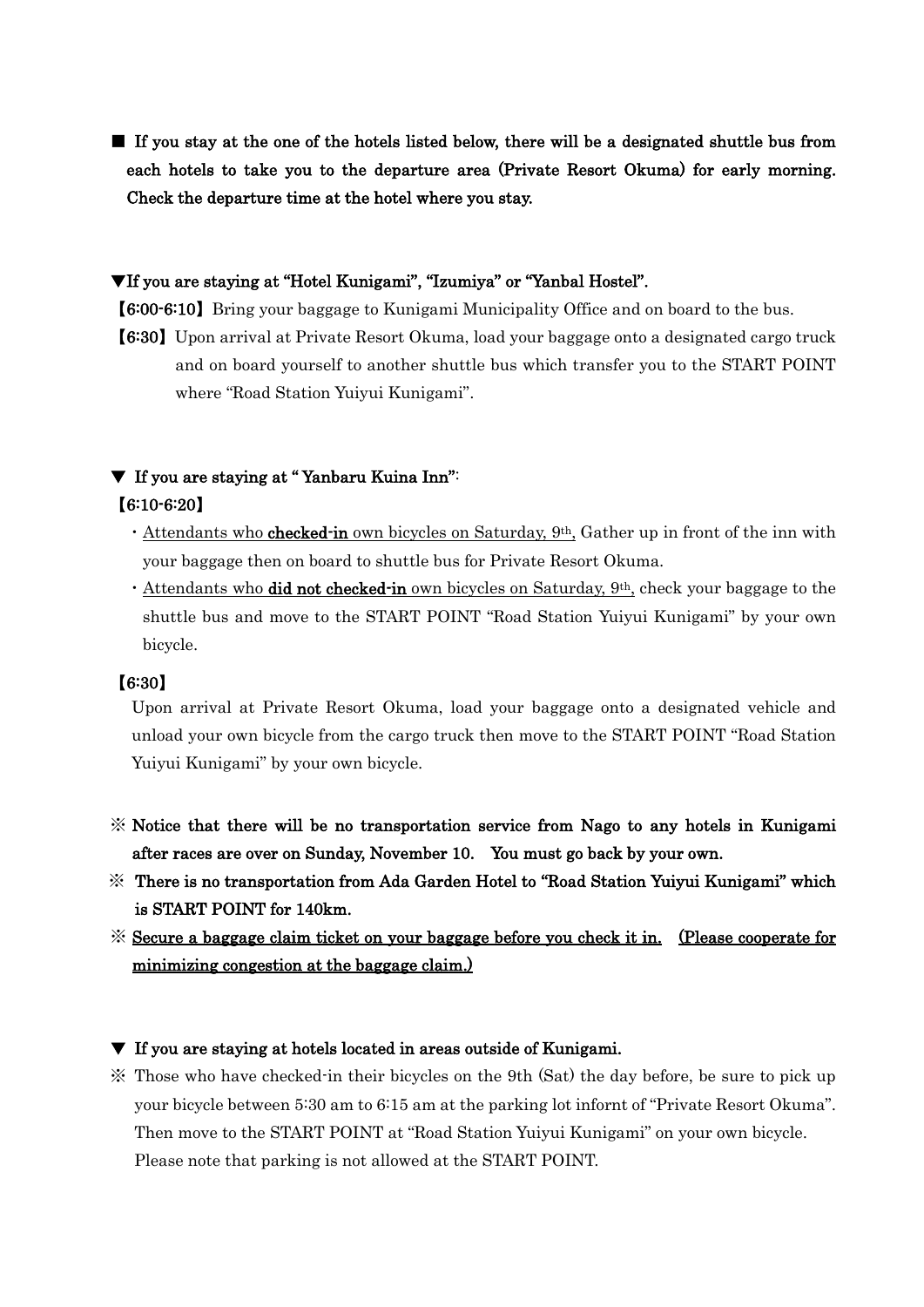■ **If you stay at the one of the hotels listed below, there will be a designated shuttle bus from each hotels to take you to the departure area (Private Resort Okuma) for early morning. Check the departure time at the hotel where you stay.**

**▼If you are staying at "Hotel Kunigami", "Izumiya" or "Yanbal Hostel".**

**【6:00-6:10】** Bring your baggage to Kunigami Municipality Office and on board to the bus.

**【6:30】** Upon arrival at Private Resort Okuma, load your baggage onto a designated cargo truck and on board yourself to another shuttle bus which transfer you to the START POINT where "Road Station Yuiyui Kunigami".

**▼ If you are staying at " Yanbaru Kuina Inn":**

**【6:10-6:20】**

- <u>Attendants who **checked-in** own bicycles on Saturday, 9th,</u> Gather up in front of the inn with your baggage then on board to shuttle bus for Private Resort Okuma.
- <u>Attendants who **did not checked-in** own bicycles on Saturday, 9th,</u> check your baggage to the shuttle bus and move to the START POINT "Road Station Yuiyui Kunigami" by your own bicycle.

**【6:30】**

Upon arrival at Private Resort Okuma, load your baggage onto a designated vehicle and unload your own bicycle from the cargo truck then move to the START POINT "Road Station Yuiyui Kunigami" by your own bicycle.

※ **Notice that there will be no transportation service from Nago to any hotels in Kunigami after races are over on Sunday, November 10. You must go back by your own.**

※ **There is no transportation from Ada Garden Hotel to "Road Station Yuiyui Kunigami" which is START POINT for 140km.**

※ **<u>Secure a baggage claim ticket on your baggage before you check it in. (Please cooperate for minimizing congestion at the baggage claim.)</u>**

**▼ If you are staying at hotels located in areas outside of Kunigami.**

※ Those who have checked-in their bicycles on the 9th (Sat) the day before, be sure to pick up your bicycle between 5:30 am to 6:15 am at the parking lot infornt of "Private Resort Okuma". Then move to the START POINT at "Road Station Yuiyui Kunigami" on your own bicycle. Please note that parking is not allowed at the START POINT.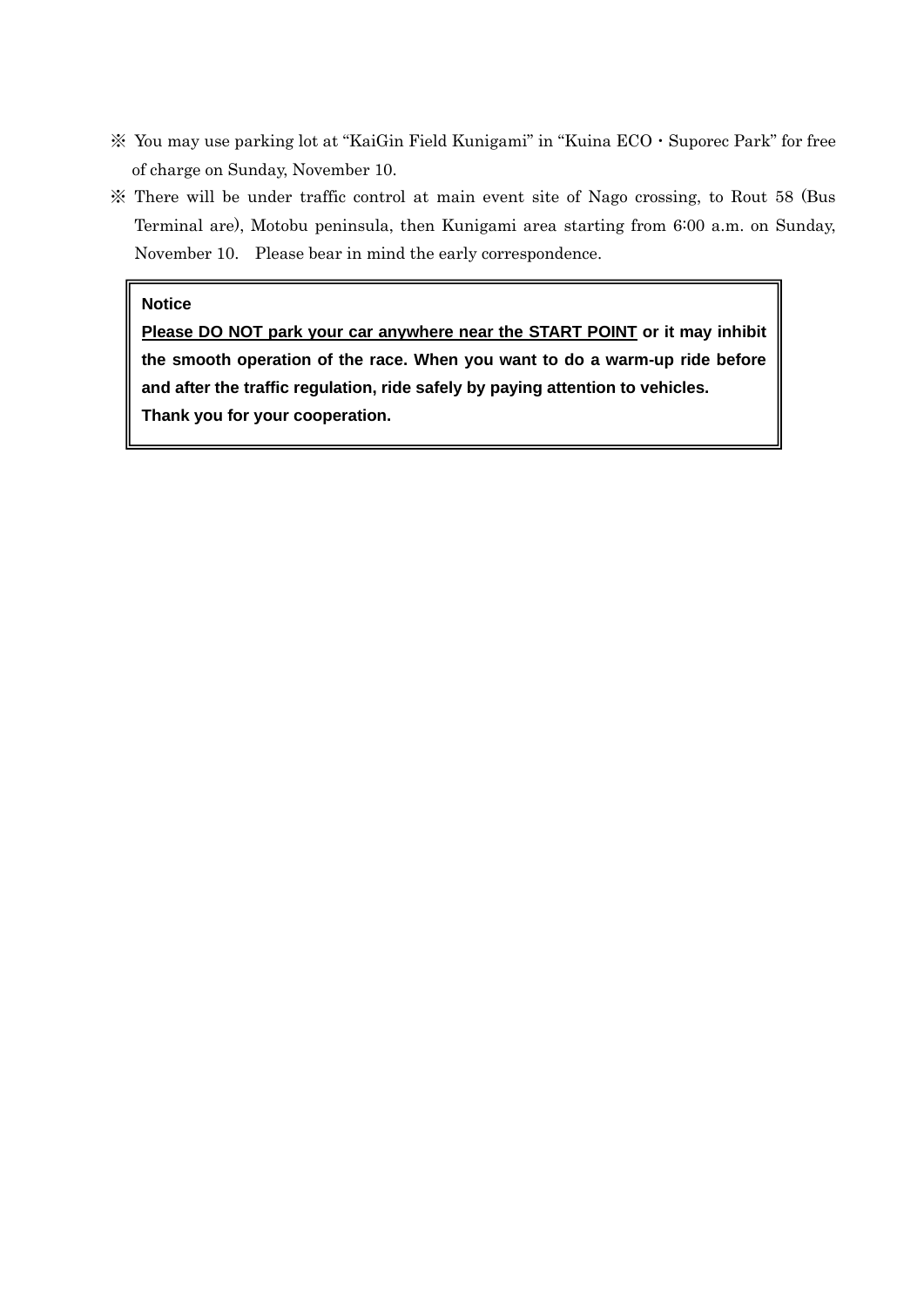※ You may use parking lot at "KaiGin Field Kunigami" in "Kuina ECO・Suporec Park" for free of charge on Sunday, November 10.

※ There will be under traffic control at main event site of Nago crossing, to Rout 58 (Bus Terminal are), Motobu peninsula, then Kunigami area starting from 6:00 a.m. on Sunday, November 10.　Please bear in mind the early correspondence.

> **Notice**
>
> **<u>Please DO NOT park your car anywhere near the START POINT</u> or it may inhibit the smooth operation of the race. When you want to do a warm-up ride before and after the traffic regulation, ride safely by paying attention to vehicles.**
>
> **Thank you for your cooperation.**